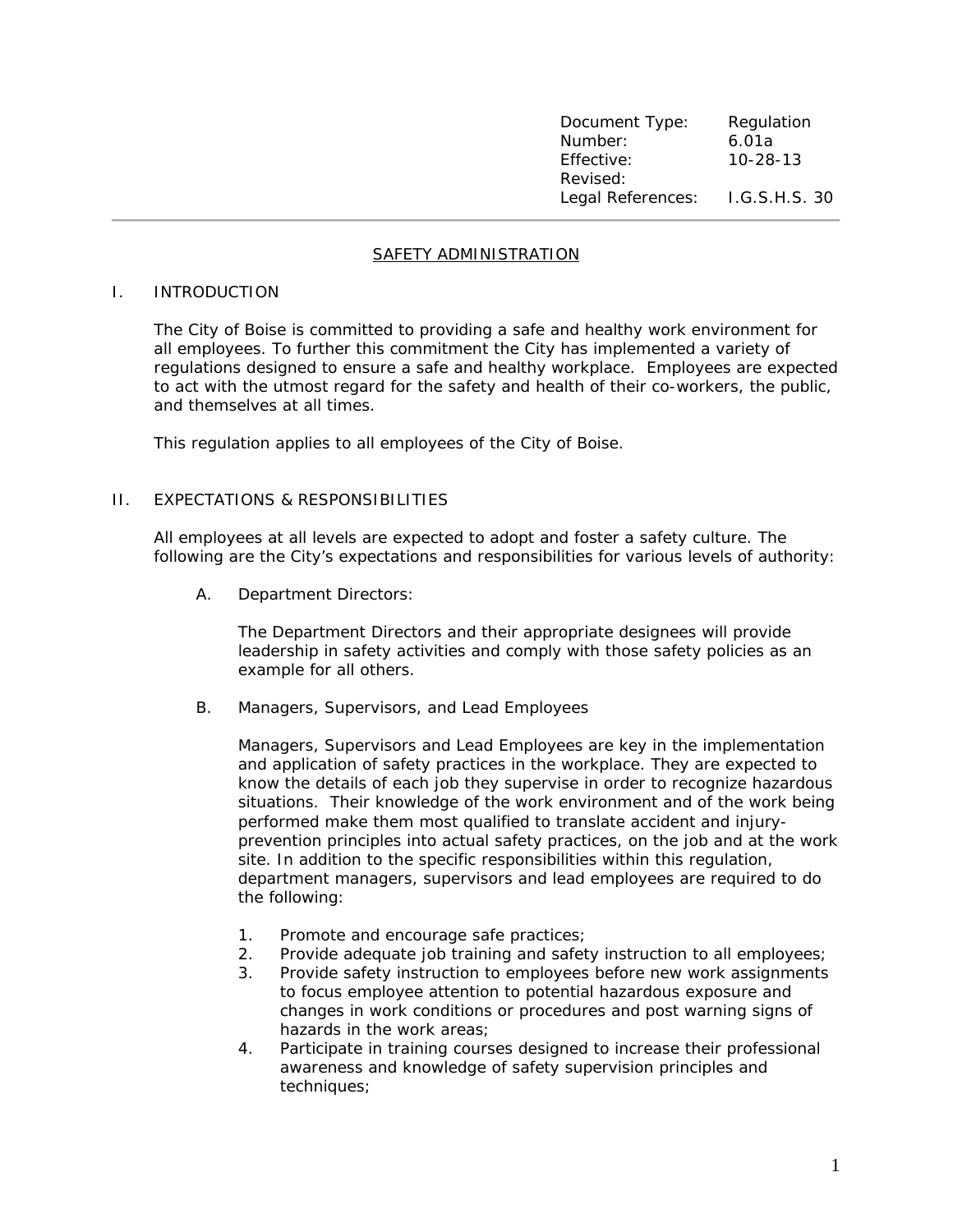| Document Type: | Regulation |
|---|---|
| Number: | 6.01a |
| Effective: | 10-28-13 |
| Revised: | |
| Legal References: | I.G.S.H.S. 30 |

# SAFETY ADMINISTRATION

## I. INTRODUCTION

The City of Boise is committed to providing a safe and healthy work environment for all employees. To further this commitment the City has implemented a variety of regulations designed to ensure a safe and healthy workplace. Employees are expected to act with the utmost regard for the safety and health of their co-workers, the public, and themselves at all times.

This regulation applies to all employees of the City of Boise.

## II. EXPECTATIONS & RESPONSIBILITIES

All employees at all levels are expected to adopt and foster a safety culture. The following are the City's expectations and responsibilities for various levels of authority:

### A. Department Directors:

The Department Directors and their appropriate designees will provide leadership in safety activities and comply with those safety policies as an example for all others.

### B. Managers, Supervisors, and Lead Employees

Managers, Supervisors and Lead Employees are key in the implementation and application of safety practices in the workplace. They are expected to know the details of each job they supervise in order to recognize hazardous situations. Their knowledge of the work environment and of the work being performed make them most qualified to translate accident and injury-prevention principles into actual safety practices, on the job and at the work site. In addition to the specific responsibilities within this regulation, department managers, supervisors and lead employees are required to do the following:

1. Promote and encourage safe practices;
2. Provide adequate job training and safety instruction to all employees;
3. Provide safety instruction to employees before new work assignments to focus employee attention to potential hazardous exposure and changes in work conditions or procedures and post warning signs of hazards in the work areas;
4. Participate in training courses designed to increase their professional awareness and knowledge of safety supervision principles and techniques;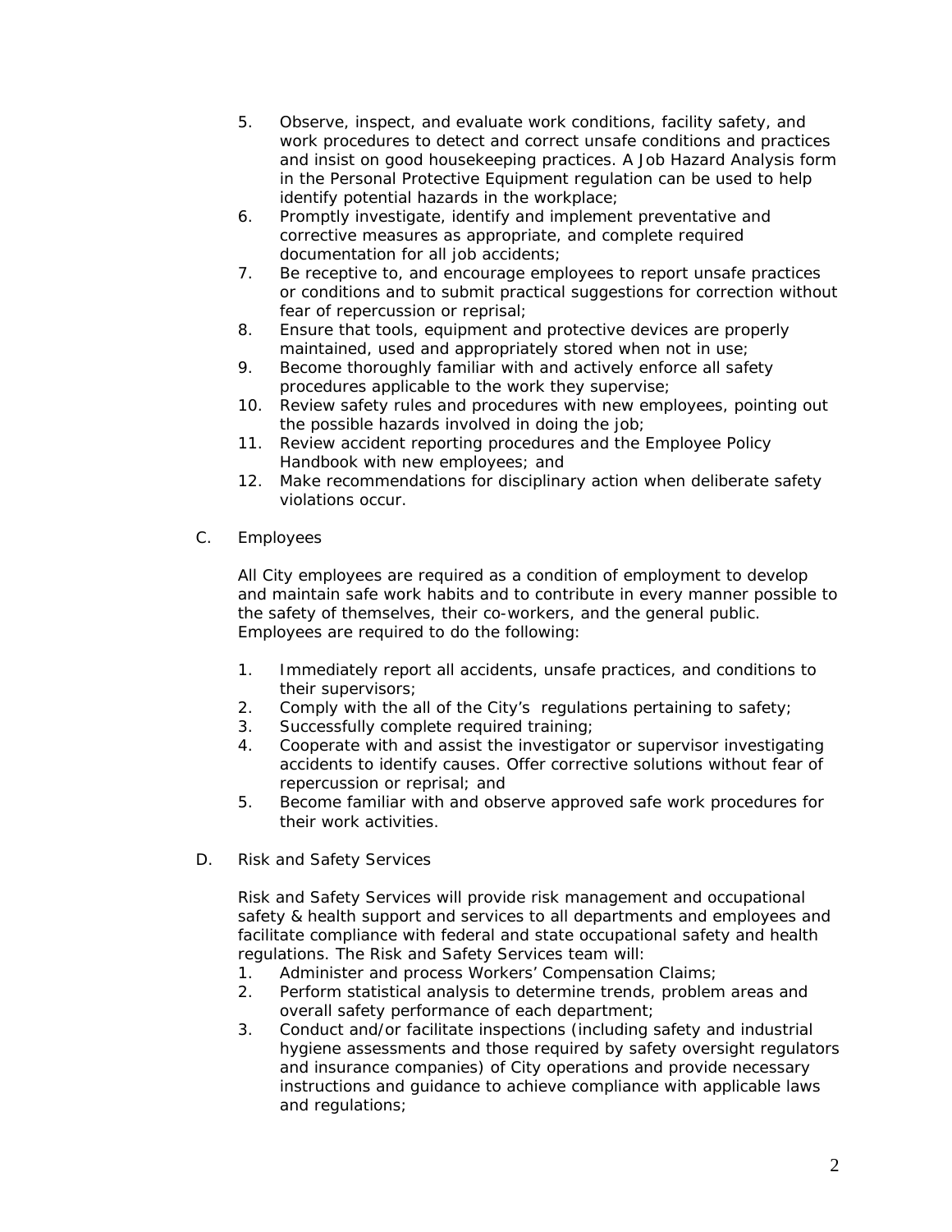5. Observe, inspect, and evaluate work conditions, facility safety, and work procedures to detect and correct unsafe conditions and practices and insist on good housekeeping practices. A Job Hazard Analysis form in the Personal Protective Equipment regulation can be used to help identify potential hazards in the workplace;
6. Promptly investigate, identify and implement preventative and corrective measures as appropriate, and complete required documentation for all job accidents;
7. Be receptive to, and encourage employees to report unsafe practices or conditions and to submit practical suggestions for correction without fear of repercussion or reprisal;
8. Ensure that tools, equipment and protective devices are properly maintained, used and appropriately stored when not in use;
9. Become thoroughly familiar with and actively enforce all safety procedures applicable to the work they supervise;
10. Review safety rules and procedures with new employees, pointing out the possible hazards involved in doing the job;
11. Review accident reporting procedures and the Employee Policy Handbook with new employees; and
12. Make recommendations for disciplinary action when deliberate safety violations occur.

C. Employees

All City employees are required as a condition of employment to develop and maintain safe work habits and to contribute in every manner possible to the safety of themselves, their co-workers, and the general public. Employees are required to do the following:

1. Immediately report all accidents, unsafe practices, and conditions to their supervisors;
2. Comply with the all of the City's regulations pertaining to safety;
3. Successfully complete required training;
4. Cooperate with and assist the investigator or supervisor investigating accidents to identify causes. Offer corrective solutions without fear of repercussion or reprisal; and
5. Become familiar with and observe approved safe work procedures for their work activities.

D. Risk and Safety Services

Risk and Safety Services will provide risk management and occupational safety & health support and services to all departments and employees and facilitate compliance with federal and state occupational safety and health regulations. The Risk and Safety Services team will:

1. Administer and process Workers' Compensation Claims;
2. Perform statistical analysis to determine trends, problem areas and overall safety performance of each department;
3. Conduct and/or facilitate inspections (including safety and industrial hygiene assessments and those required by safety oversight regulators and insurance companies) of City operations and provide necessary instructions and guidance to achieve compliance with applicable laws and regulations;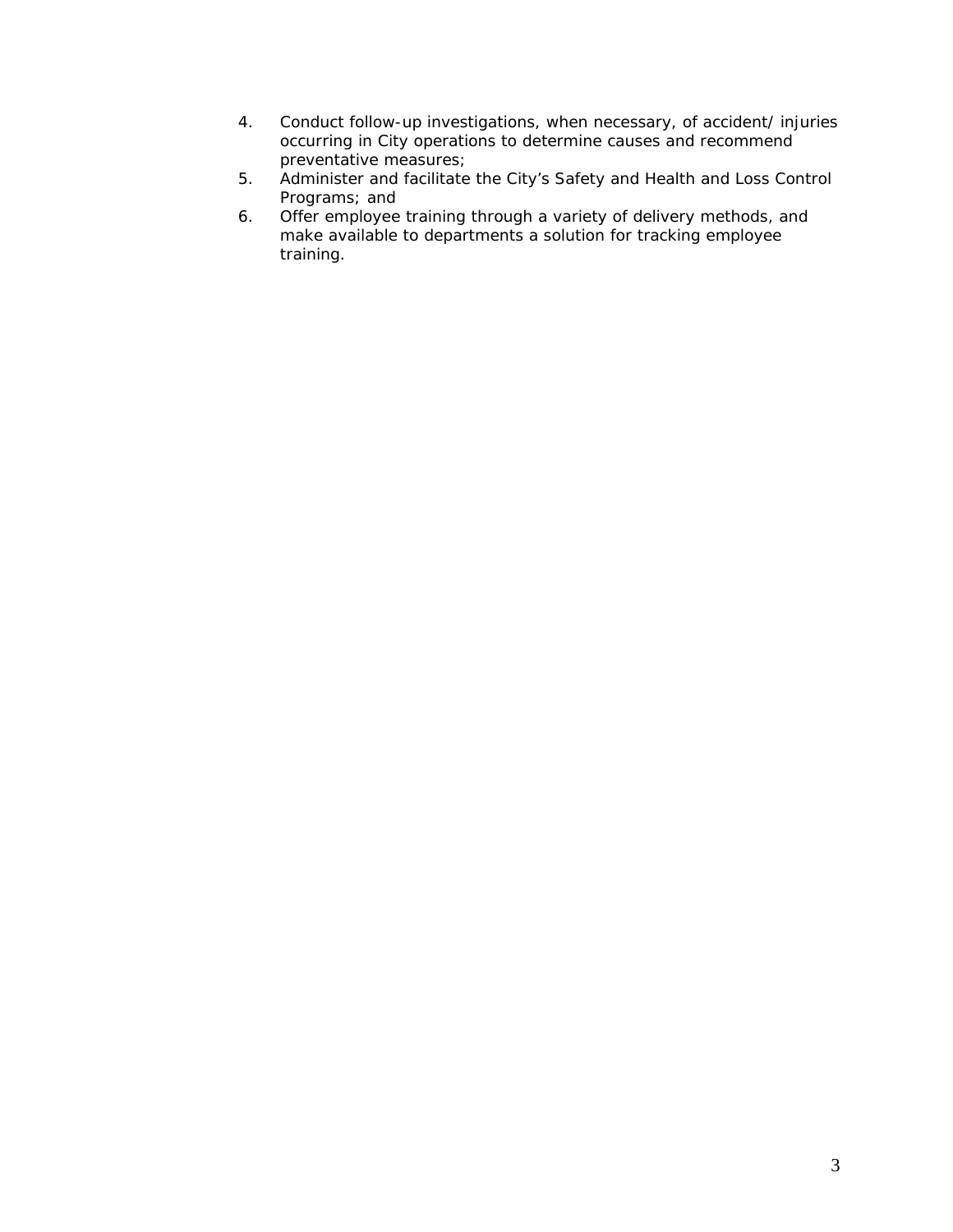4. Conduct follow-up investigations, when necessary, of accident/ injuries occurring in City operations to determine causes and recommend preventative measures;
5. Administer and facilitate the City's Safety and Health and Loss Control Programs; and
6. Offer employee training through a variety of delivery methods, and make available to departments a solution for tracking employee training.